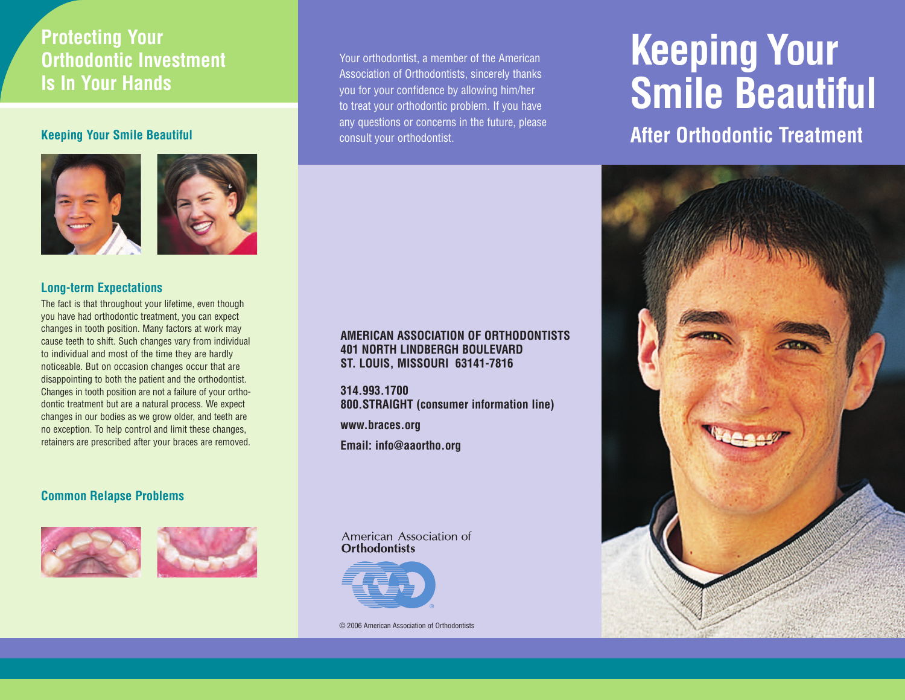## Protecting Your Orthodontic Investment Is In Your Hands

### Keeping Your Smile Beautiful

### Long-term Expectations

The fact is that throughout your lifetime, even though you have had orthodontic treatment, you can expect changes in tooth position. Many factors at work may cause teeth to shift. Such changes vary from individual to individual and most of the time they are hardly noticeable. But on occasion changes occur that are disappointing to both the patient and the orthodontist. Changes in tooth position are not a failure of your orthodontic treatment but are a natural process. We expect changes in our bodies as we grow older, and teeth are no exception. To help control and limit these changes, retainers are prescribed after your braces are removed.

### Common Relapse Problems

Your orthodontist, a member of the American Association of Orthodontists, sincerely thanks you for your confidence by allowing him/her to treat your orthodontic problem. If you have any questions or concerns in the future, please consult your orthodontist.

**AMERICAN ASSOCIATION OF ORTHODONTISTS**
**401 NORTH LINDBERGH BOULEVARD**
**ST. LOUIS, MISSOURI 63141-7816**

**314.993.1700**
**800.STRAIGHT (consumer information line)**

**www.braces.org**

**Email: info@aaortho.org**

American Association of
**Orthodontists**

© 2006 American Association of Orthodontists

# Keeping Your Smile Beautiful

## After Orthodontic Treatment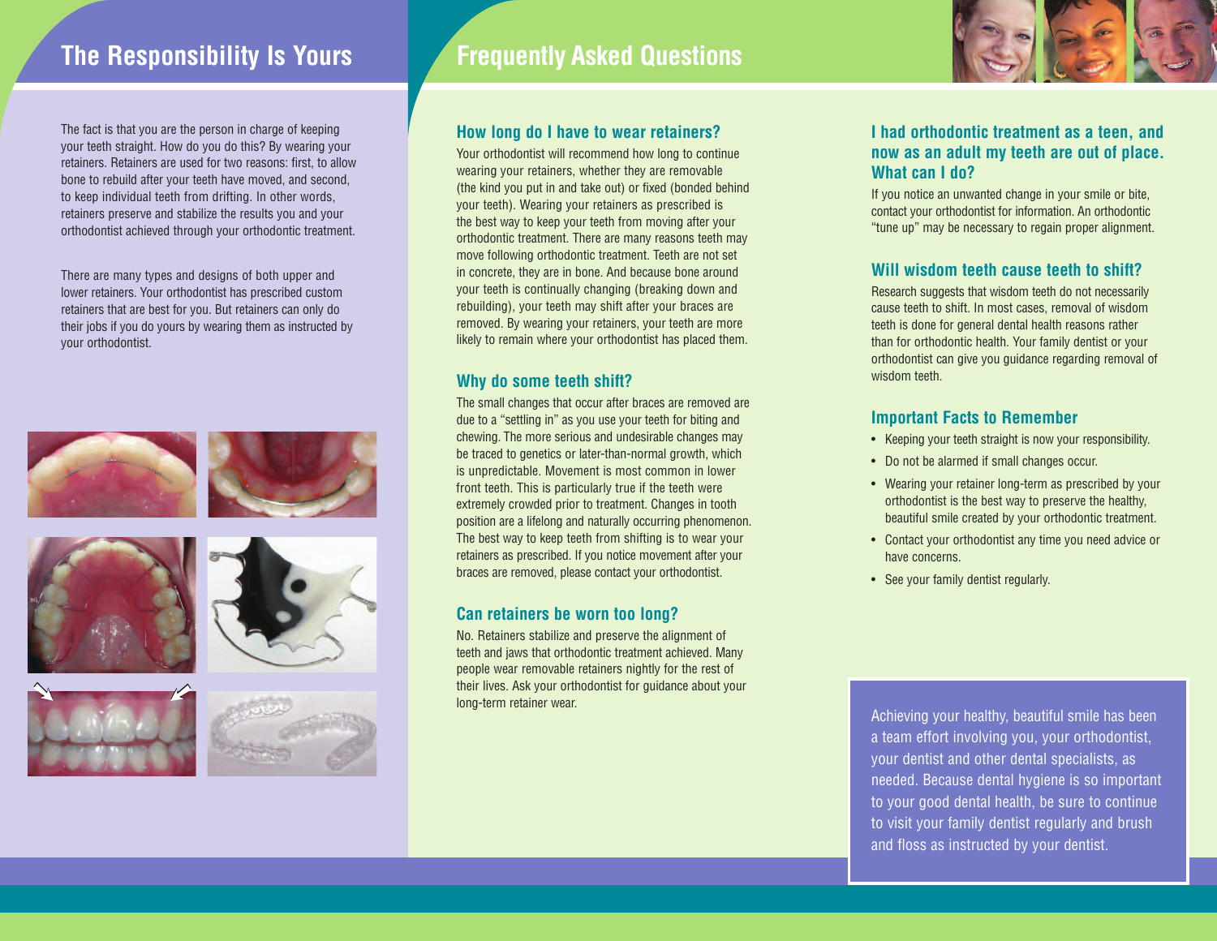## The Responsibility Is Yours

The fact is that you are the person in charge of keeping your teeth straight. How do you do this? By wearing your retainers. Retainers are used for two reasons: first, to allow bone to rebuild after your teeth have moved, and second, to keep individual teeth from drifting. In other words, retainers preserve and stabilize the results you and your orthodontist achieved through your orthodontic treatment.

There are many types and designs of both upper and lower retainers. Your orthodontist has prescribed custom retainers that are best for you. But retainers can only do their jobs if you do yours by wearing them as instructed by your orthodontist.

## Frequently Asked Questions

### How long do I have to wear retainers?

Your orthodontist will recommend how long to continue wearing your retainers, whether they are removable (the kind you put in and take out) or fixed (bonded behind your teeth). Wearing your retainers as prescribed is the best way to keep your teeth from moving after your orthodontic treatment. There are many reasons teeth may move following orthodontic treatment. Teeth are not set in concrete, they are in bone. And because bone around your teeth is continually changing (breaking down and rebuilding), your teeth may shift after your braces are removed. By wearing your retainers, your teeth are more likely to remain where your orthodontist has placed them.

### Why do some teeth shift?

The small changes that occur after braces are removed are due to a "settling in" as you use your teeth for biting and chewing. The more serious and undesirable changes may be traced to genetics or later-than-normal growth, which is unpredictable. Movement is most common in lower front teeth. This is particularly true if the teeth were extremely crowded prior to treatment. Changes in tooth position are a lifelong and naturally occurring phenomenon. The best way to keep teeth from shifting is to wear your retainers as prescribed. If you notice movement after your braces are removed, please contact your orthodontist.

### Can retainers be worn too long?

No. Retainers stabilize and preserve the alignment of teeth and jaws that orthodontic treatment achieved. Many people wear removable retainers nightly for the rest of their lives. Ask your orthodontist for guidance about your long-term retainer wear.

### I had orthodontic treatment as a teen, and now as an adult my teeth are out of place. What can I do?

If you notice an unwanted change in your smile or bite, contact your orthodontist for information. An orthodontic "tune up" may be necessary to regain proper alignment.

### Will wisdom teeth cause teeth to shift?

Research suggests that wisdom teeth do not necessarily cause teeth to shift. In most cases, removal of wisdom teeth is done for general dental health reasons rather than for orthodontic health. Your family dentist or your orthodontist can give you guidance regarding removal of wisdom teeth.

### Important Facts to Remember

- Keeping your teeth straight is now your responsibility.
- Do not be alarmed if small changes occur.
- Wearing your retainer long-term as prescribed by your orthodontist is the best way to preserve the healthy, beautiful smile created by your orthodontic treatment.
- Contact your orthodontist any time you need advice or have concerns.
- See your family dentist regularly.

Achieving your healthy, beautiful smile has been a team effort involving you, your orthodontist, your dentist and other dental specialists, as needed. Because dental hygiene is so important to your good dental health, be sure to continue to visit your family dentist regularly and brush and floss as instructed by your dentist.